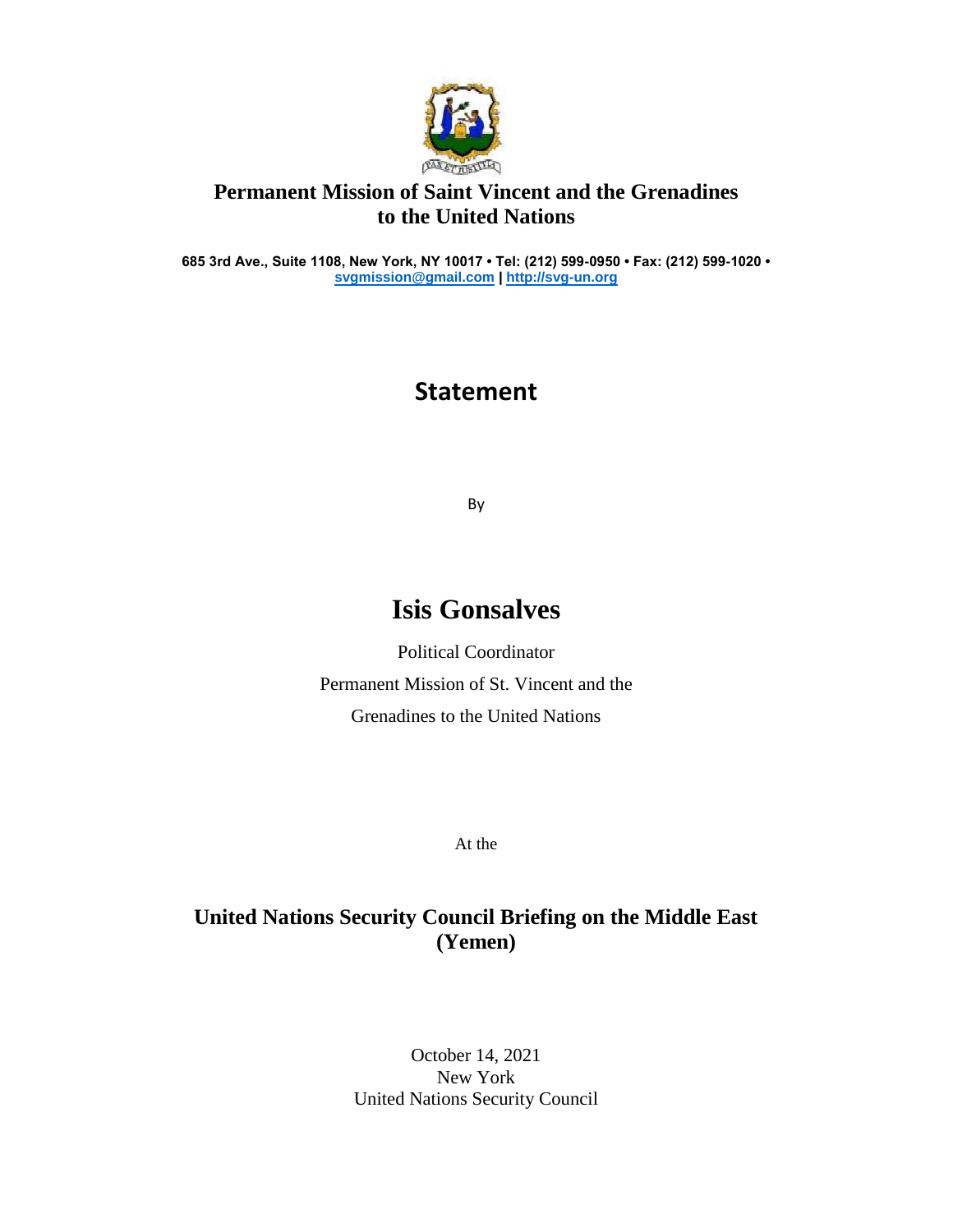**Permanent Mission of Saint Vincent and the Grenadines to the United Nations**

**685 3rd Ave., Suite 1108, New York, NY 10017 • Tel: (212) 599-0950 • Fax: (212) 599-1020 •**
**svgmission@gmail.com | http://svg-un.org**

# Statement

By

# Isis Gonsalves

Political Coordinator

Permanent Mission of St. Vincent and the

Grenadines to the United Nations

At the

## United Nations Security Council Briefing on the Middle East (Yemen)

October 14, 2021
New York
United Nations Security Council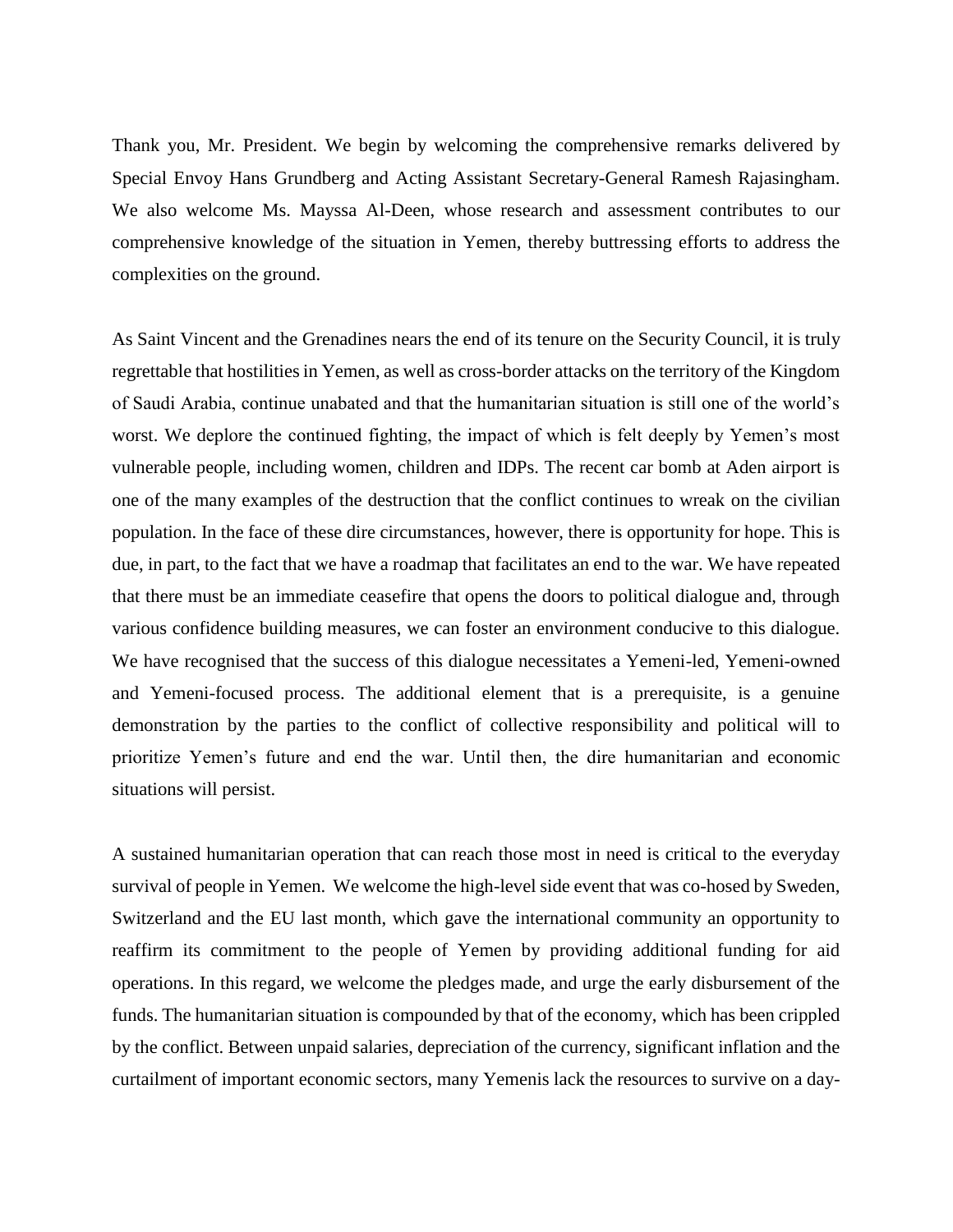Thank you, Mr. President. We begin by welcoming the comprehensive remarks delivered by Special Envoy Hans Grundberg and Acting Assistant Secretary-General Ramesh Rajasingham. We also welcome Ms. Mayssa Al-Deen, whose research and assessment contributes to our comprehensive knowledge of the situation in Yemen, thereby buttressing efforts to address the complexities on the ground.

As Saint Vincent and the Grenadines nears the end of its tenure on the Security Council, it is truly regrettable that hostilities in Yemen, as well as cross-border attacks on the territory of the Kingdom of Saudi Arabia, continue unabated and that the humanitarian situation is still one of the world's worst. We deplore the continued fighting, the impact of which is felt deeply by Yemen's most vulnerable people, including women, children and IDPs. The recent car bomb at Aden airport is one of the many examples of the destruction that the conflict continues to wreak on the civilian population. In the face of these dire circumstances, however, there is opportunity for hope. This is due, in part, to the fact that we have a roadmap that facilitates an end to the war. We have repeated that there must be an immediate ceasefire that opens the doors to political dialogue and, through various confidence building measures, we can foster an environment conducive to this dialogue. We have recognised that the success of this dialogue necessitates a Yemeni-led, Yemeni-owned and Yemeni-focused process. The additional element that is a prerequisite, is a genuine demonstration by the parties to the conflict of collective responsibility and political will to prioritize Yemen's future and end the war. Until then, the dire humanitarian and economic situations will persist.

A sustained humanitarian operation that can reach those most in need is critical to the everyday survival of people in Yemen. We welcome the high-level side event that was co-hosed by Sweden, Switzerland and the EU last month, which gave the international community an opportunity to reaffirm its commitment to the people of Yemen by providing additional funding for aid operations. In this regard, we welcome the pledges made, and urge the early disbursement of the funds. The humanitarian situation is compounded by that of the economy, which has been crippled by the conflict. Between unpaid salaries, depreciation of the currency, significant inflation and the curtailment of important economic sectors, many Yemenis lack the resources to survive on a day-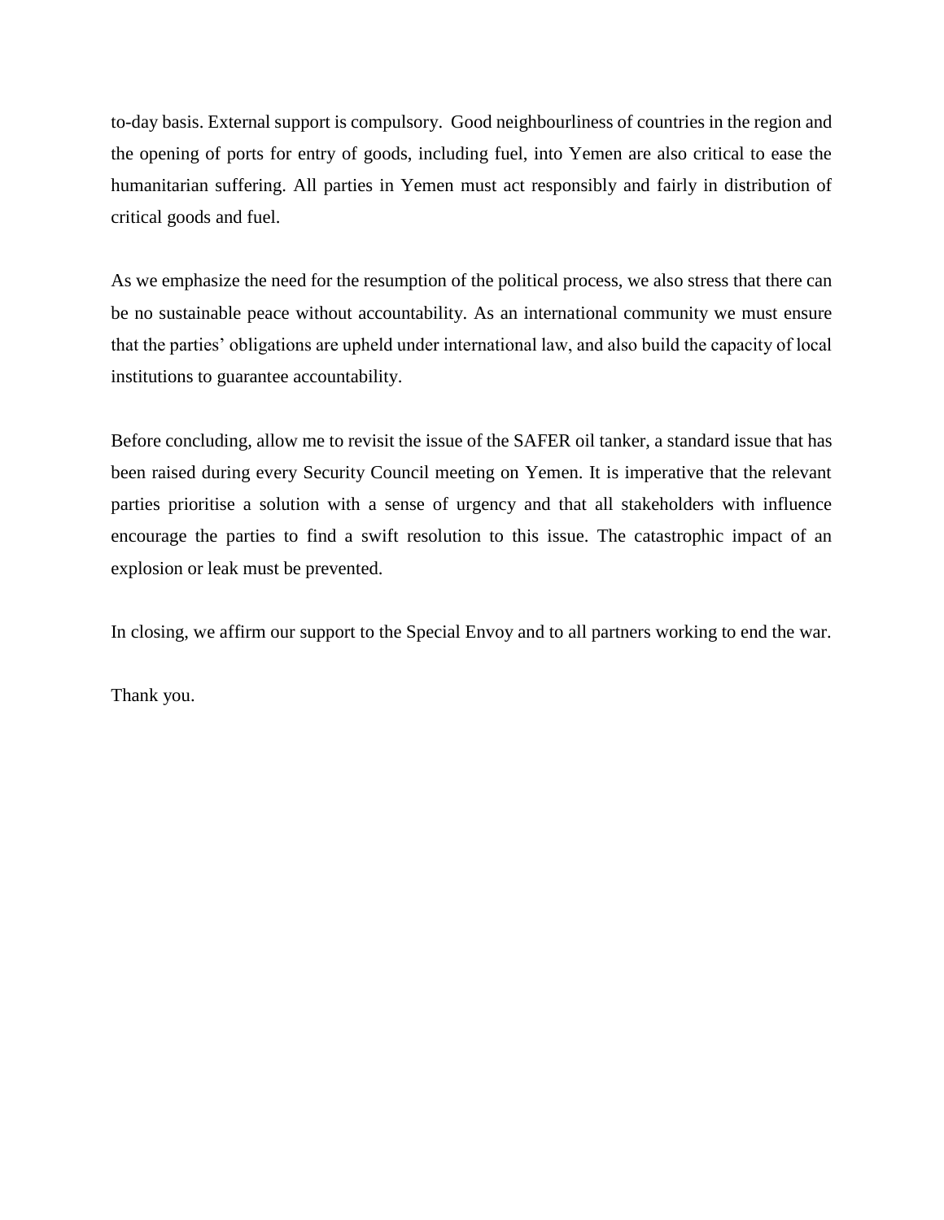to-day basis. External support is compulsory. Good neighbourliness of countries in the region and the opening of ports for entry of goods, including fuel, into Yemen are also critical to ease the humanitarian suffering. All parties in Yemen must act responsibly and fairly in distribution of critical goods and fuel.

As we emphasize the need for the resumption of the political process, we also stress that there can be no sustainable peace without accountability. As an international community we must ensure that the parties' obligations are upheld under international law, and also build the capacity of local institutions to guarantee accountability.

Before concluding, allow me to revisit the issue of the SAFER oil tanker, a standard issue that has been raised during every Security Council meeting on Yemen. It is imperative that the relevant parties prioritise a solution with a sense of urgency and that all stakeholders with influence encourage the parties to find a swift resolution to this issue. The catastrophic impact of an explosion or leak must be prevented.

In closing, we affirm our support to the Special Envoy and to all partners working to end the war.

Thank you.